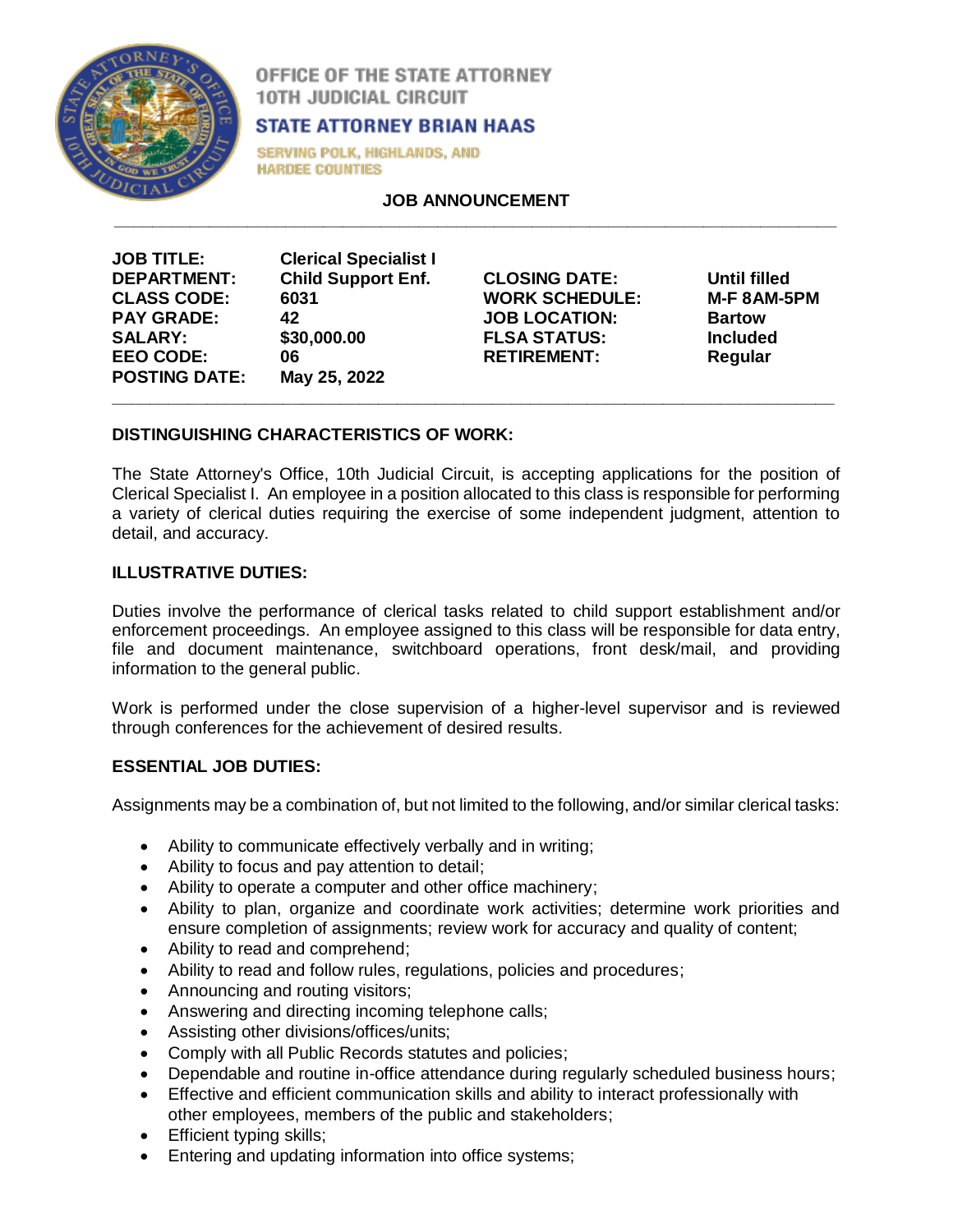OFFICE OF THE STATE ATTORNEY
10TH JUDICIAL CIRCUIT

**STATE ATTORNEY BRIAN HAAS**

SERVING POLK, HIGHLANDS, AND HARDEE COUNTIES

## JOB ANNOUNCEMENT

| | | | |
|---|---|---|---|
| **JOB TITLE:** | **Clerical Specialist I** | | |
| **DEPARTMENT:** | **Child Support Enf.** | **CLOSING DATE:** | **Until filled** |
| **CLASS CODE:** | **6031** | **WORK SCHEDULE:** | **M-F 8AM-5PM** |
| **PAY GRADE:** | **42** | **JOB LOCATION:** | **Bartow** |
| **SALARY:** | **$30,000.00** | **FLSA STATUS:** | **Included** |
| **EEO CODE:** | **06** | **RETIREMENT:** | **Regular** |
| **POSTING DATE:** | **May 25, 2022** | | |

### DISTINGUISHING CHARACTERISTICS OF WORK:

The State Attorney's Office, 10th Judicial Circuit, is accepting applications for the position of Clerical Specialist I. An employee in a position allocated to this class is responsible for performing a variety of clerical duties requiring the exercise of some independent judgment, attention to detail, and accuracy.

### ILLUSTRATIVE DUTIES:

Duties involve the performance of clerical tasks related to child support establishment and/or enforcement proceedings. An employee assigned to this class will be responsible for data entry, file and document maintenance, switchboard operations, front desk/mail, and providing information to the general public.

Work is performed under the close supervision of a higher-level supervisor and is reviewed through conferences for the achievement of desired results.

### ESSENTIAL JOB DUTIES:

Assignments may be a combination of, but not limited to the following, and/or similar clerical tasks:

- Ability to communicate effectively verbally and in writing;
- Ability to focus and pay attention to detail;
- Ability to operate a computer and other office machinery;
- Ability to plan, organize and coordinate work activities; determine work priorities and ensure completion of assignments; review work for accuracy and quality of content;
- Ability to read and comprehend;
- Ability to read and follow rules, regulations, policies and procedures;
- Announcing and routing visitors;
- Answering and directing incoming telephone calls;
- Assisting other divisions/offices/units;
- Comply with all Public Records statutes and policies;
- Dependable and routine in-office attendance during regularly scheduled business hours;
- Effective and efficient communication skills and ability to interact professionally with other employees, members of the public and stakeholders;
- Efficient typing skills;
- Entering and updating information into office systems;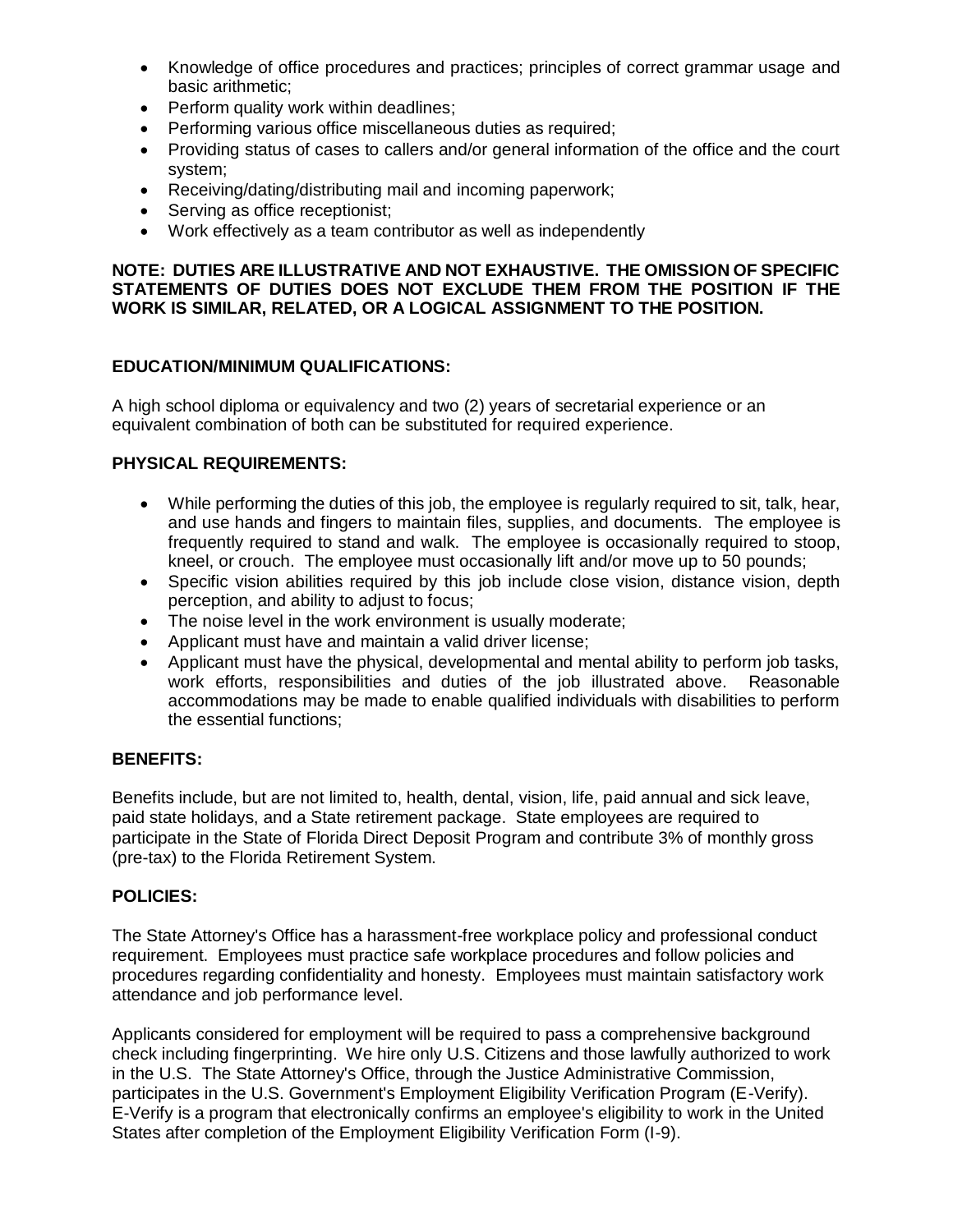- Knowledge of office procedures and practices; principles of correct grammar usage and basic arithmetic;
- Perform quality work within deadlines;
- Performing various office miscellaneous duties as required;
- Providing status of cases to callers and/or general information of the office and the court system;
- Receiving/dating/distributing mail and incoming paperwork;
- Serving as office receptionist;
- Work effectively as a team contributor as well as independently

**NOTE: DUTIES ARE ILLUSTRATIVE AND NOT EXHAUSTIVE. THE OMISSION OF SPECIFIC STATEMENTS OF DUTIES DOES NOT EXCLUDE THEM FROM THE POSITION IF THE WORK IS SIMILAR, RELATED, OR A LOGICAL ASSIGNMENT TO THE POSITION.**

**EDUCATION/MINIMUM QUALIFICATIONS:**

A high school diploma or equivalency and two (2) years of secretarial experience or an equivalent combination of both can be substituted for required experience.

**PHYSICAL REQUIREMENTS:**

- While performing the duties of this job, the employee is regularly required to sit, talk, hear, and use hands and fingers to maintain files, supplies, and documents. The employee is frequently required to stand and walk. The employee is occasionally required to stoop, kneel, or crouch. The employee must occasionally lift and/or move up to 50 pounds;
- Specific vision abilities required by this job include close vision, distance vision, depth perception, and ability to adjust to focus;
- The noise level in the work environment is usually moderate;
- Applicant must have and maintain a valid driver license;
- Applicant must have the physical, developmental and mental ability to perform job tasks, work efforts, responsibilities and duties of the job illustrated above. Reasonable accommodations may be made to enable qualified individuals with disabilities to perform the essential functions;

**BENEFITS:**

Benefits include, but are not limited to, health, dental, vision, life, paid annual and sick leave, paid state holidays, and a State retirement package. State employees are required to participate in the State of Florida Direct Deposit Program and contribute 3% of monthly gross (pre-tax) to the Florida Retirement System.

**POLICIES:**

The State Attorney's Office has a harassment-free workplace policy and professional conduct requirement. Employees must practice safe workplace procedures and follow policies and procedures regarding confidentiality and honesty. Employees must maintain satisfactory work attendance and job performance level.

Applicants considered for employment will be required to pass a comprehensive background check including fingerprinting. We hire only U.S. Citizens and those lawfully authorized to work in the U.S. The State Attorney's Office, through the Justice Administrative Commission, participates in the U.S. Government's Employment Eligibility Verification Program (E-Verify). E-Verify is a program that electronically confirms an employee's eligibility to work in the United States after completion of the Employment Eligibility Verification Form (I-9).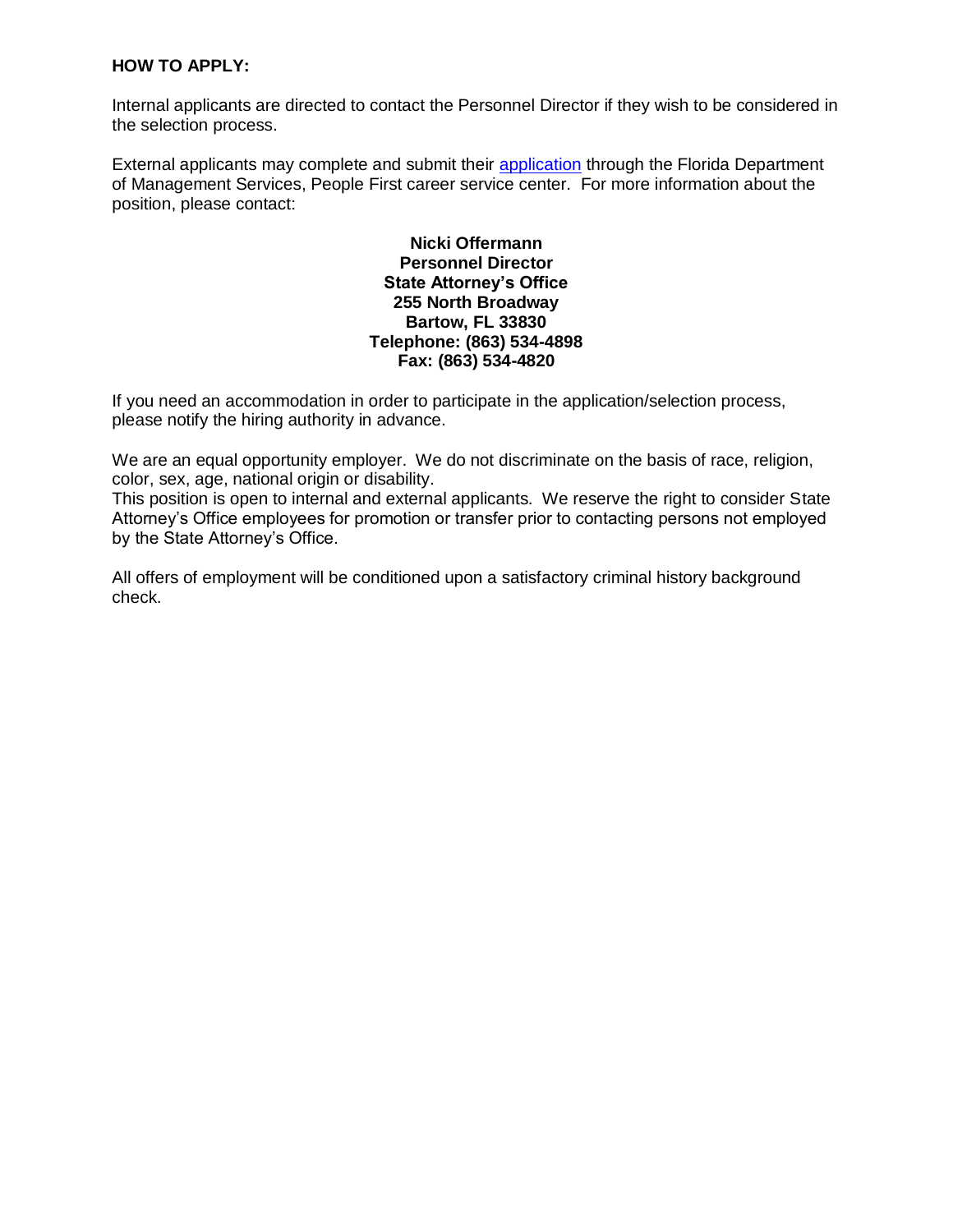**HOW TO APPLY:**

Internal applicants are directed to contact the Personnel Director if they wish to be considered in the selection process.

External applicants may complete and submit their application through the Florida Department of Management Services, People First career service center. For more information about the position, please contact:

**Nicki Offermann**
**Personnel Director**
**State Attorney's Office**
**255 North Broadway**
**Bartow, FL 33830**
**Telephone: (863) 534-4898**
**Fax: (863) 534-4820**

If you need an accommodation in order to participate in the application/selection process, please notify the hiring authority in advance.

We are an equal opportunity employer. We do not discriminate on the basis of race, religion, color, sex, age, national origin or disability.
This position is open to internal and external applicants. We reserve the right to consider State Attorney's Office employees for promotion or transfer prior to contacting persons not employed by the State Attorney's Office.

All offers of employment will be conditioned upon a satisfactory criminal history background check.